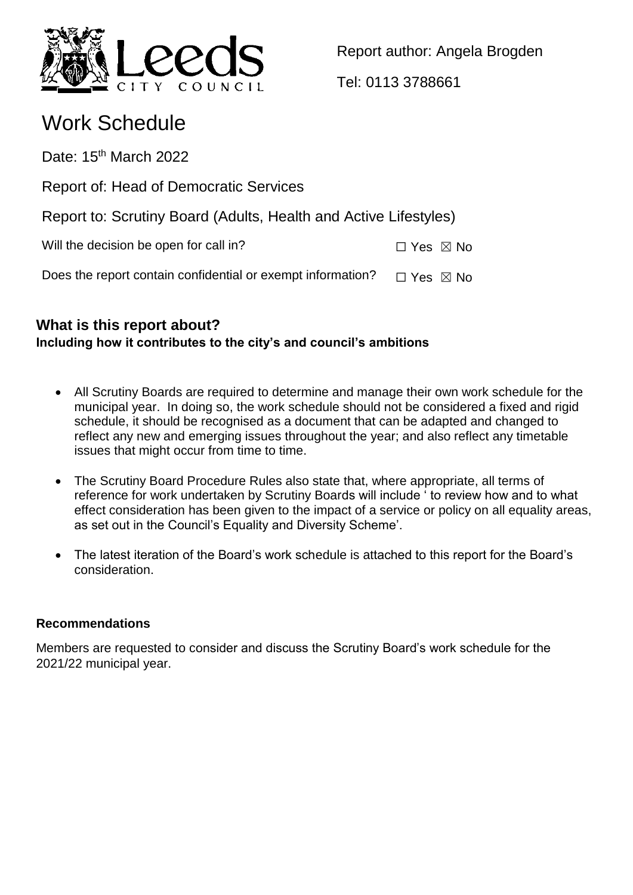Report author: Angela Brogden

Tel: 0113 3788661

# Work Schedule

Date: 15th March 2022

Report of: Head of Democratic Services

Report to: Scrutiny Board (Adults, Health and Active Lifestyles)

Will the decision be open for call in? ☐ Yes ☒ No

Does the report contain confidential or exempt information? ☐ Yes ☒ No

## What is this report about?

**Including how it contributes to the city's and council's ambitions**

- All Scrutiny Boards are required to determine and manage their own work schedule for the municipal year. In doing so, the work schedule should not be considered a fixed and rigid schedule, it should be recognised as a document that can be adapted and changed to reflect any new and emerging issues throughout the year; and also reflect any timetable issues that might occur from time to time.
- The Scrutiny Board Procedure Rules also state that, where appropriate, all terms of reference for work undertaken by Scrutiny Boards will include ' to review how and to what effect consideration has been given to the impact of a service or policy on all equality areas, as set out in the Council's Equality and Diversity Scheme'.
- The latest iteration of the Board's work schedule is attached to this report for the Board's consideration.

**Recommendations**

Members are requested to consider and discuss the Scrutiny Board's work schedule for the 2021/22 municipal year.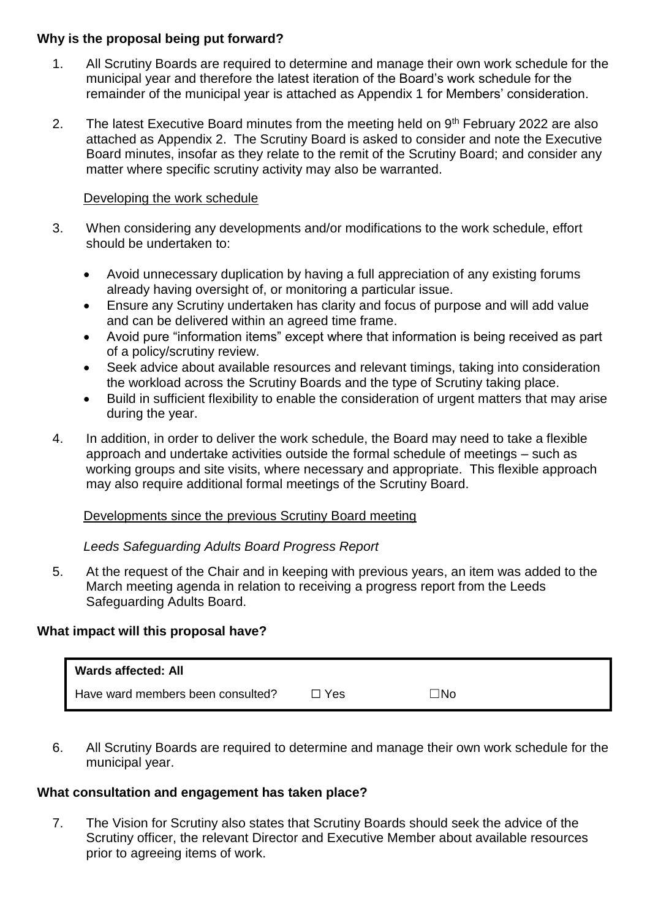**Why is the proposal being put forward?**

1. All Scrutiny Boards are required to determine and manage their own work schedule for the municipal year and therefore the latest iteration of the Board's work schedule for the remainder of the municipal year is attached as Appendix 1 for Members' consideration.

2. The latest Executive Board minutes from the meeting held on 9th February 2022 are also attached as Appendix 2. The Scrutiny Board is asked to consider and note the Executive Board minutes, insofar as they relate to the remit of the Scrutiny Board; and consider any matter where specific scrutiny activity may also be warranted.

Developing the work schedule

3. When considering any developments and/or modifications to the work schedule, effort should be undertaken to:

   - Avoid unnecessary duplication by having a full appreciation of any existing forums already having oversight of, or monitoring a particular issue.
   - Ensure any Scrutiny undertaken has clarity and focus of purpose and will add value and can be delivered within an agreed time frame.
   - Avoid pure "information items" except where that information is being received as part of a policy/scrutiny review.
   - Seek advice about available resources and relevant timings, taking into consideration the workload across the Scrutiny Boards and the type of Scrutiny taking place.
   - Build in sufficient flexibility to enable the consideration of urgent matters that may arise during the year.

4. In addition, in order to deliver the work schedule, the Board may need to take a flexible approach and undertake activities outside the formal schedule of meetings – such as working groups and site visits, where necessary and appropriate. This flexible approach may also require additional formal meetings of the Scrutiny Board.

Developments since the previous Scrutiny Board meeting

*Leeds Safeguarding Adults Board Progress Report*

5. At the request of the Chair and in keeping with previous years, an item was added to the March meeting agenda in relation to receiving a progress report from the Leeds Safeguarding Adults Board.

**What impact will this proposal have?**

| **Wards affected: All** | | |
|---|---|---|
| Have ward members been consulted? | ☐ Yes | ☐No |

6. All Scrutiny Boards are required to determine and manage their own work schedule for the municipal year.

**What consultation and engagement has taken place?**

7. The Vision for Scrutiny also states that Scrutiny Boards should seek the advice of the Scrutiny officer, the relevant Director and Executive Member about available resources prior to agreeing items of work.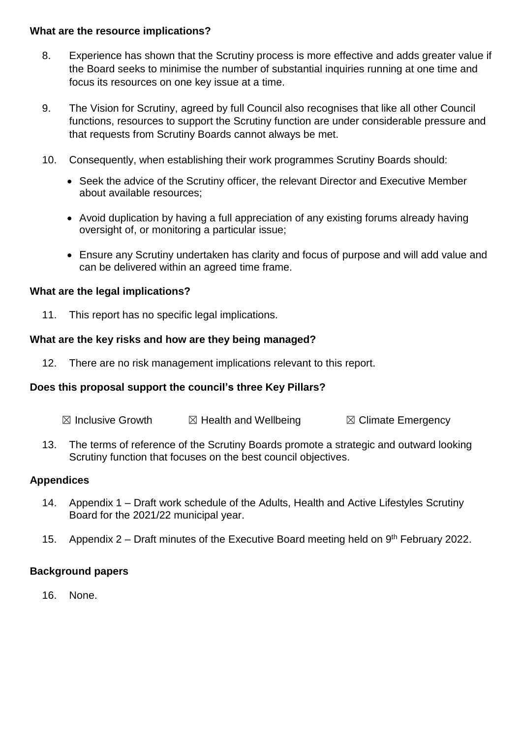**What are the resource implications?**

8. Experience has shown that the Scrutiny process is more effective and adds greater value if the Board seeks to minimise the number of substantial inquiries running at one time and focus its resources on one key issue at a time.

9. The Vision for Scrutiny, agreed by full Council also recognises that like all other Council functions, resources to support the Scrutiny function are under considerable pressure and that requests from Scrutiny Boards cannot always be met.

10. Consequently, when establishing their work programmes Scrutiny Boards should:

    - Seek the advice of the Scrutiny officer, the relevant Director and Executive Member about available resources;

    - Avoid duplication by having a full appreciation of any existing forums already having oversight of, or monitoring a particular issue;

    - Ensure any Scrutiny undertaken has clarity and focus of purpose and will add value and can be delivered within an agreed time frame.

**What are the legal implications?**

11. This report has no specific legal implications.

**What are the key risks and how are they being managed?**

12. There are no risk management implications relevant to this report.

**Does this proposal support the council's three Key Pillars?**

☒ Inclusive Growth ☒ Health and Wellbeing ☒ Climate Emergency

13. The terms of reference of the Scrutiny Boards promote a strategic and outward looking Scrutiny function that focuses on the best council objectives.

**Appendices**

14. Appendix 1 – Draft work schedule of the Adults, Health and Active Lifestyles Scrutiny Board for the 2021/22 municipal year.

15. Appendix 2 – Draft minutes of the Executive Board meeting held on 9th February 2022.

**Background papers**

16. None.